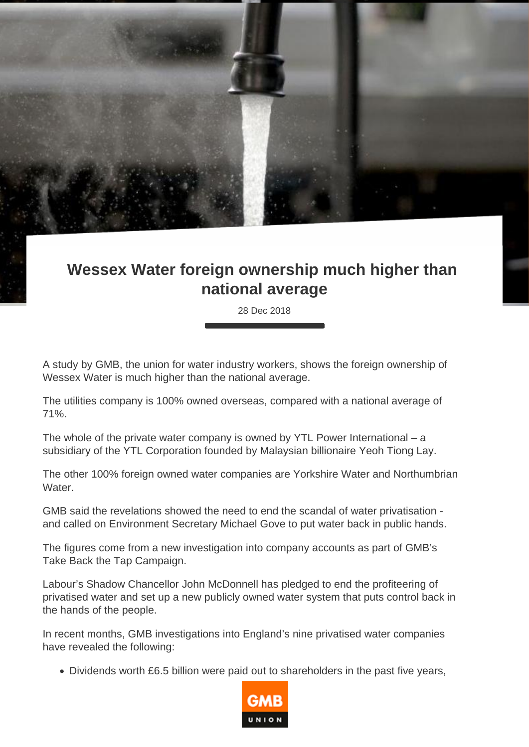# Wessex Water foreign ownership much higher than national average

28 Dec 2018

A study by GMB, the union for water industry workers, shows the foreign ownership of Wessex Water is much higher than the national average.

The utilities company is 100% owned overseas, compared with a national average of 71%.

The whole of the private water company is owned by YTL Power International – a subsidiary of the YTL Corporation founded by Malaysian billionaire Yeoh Tiong Lay.

The other 100% foreign owned water companies are Yorkshire Water and Northumbrian Water.

GMB said the revelations showed the need to end the scandal of water privatisation - and called on Environment Secretary Michael Gove to put water back in public hands.

The figures come from a new investigation into company accounts as part of GMB's Take Back the Tap Campaign.

Labour's Shadow Chancellor John McDonnell has pledged to end the profiteering of privatised water and set up a new publicly owned water system that puts control back in the hands of the people.

In recent months, GMB investigations into England's nine privatised water companies have revealed the following:

- Dividends worth £6.5 billion were paid out to shareholders in the past five years,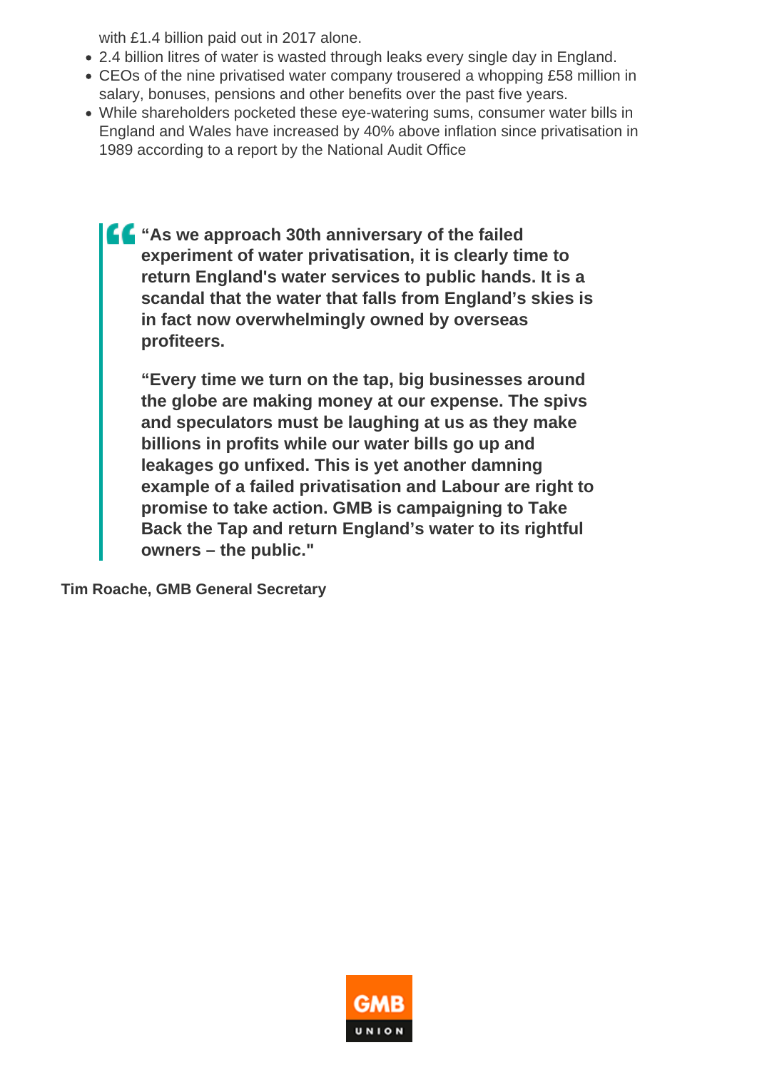with £1.4 billion paid out in 2017 alone.

- 2.4 billion litres of water is wasted through leaks every single day in England.
- CEOs of the nine privatised water company trousered a whopping £58 million in salary, bonuses, pensions and other benefits over the past five years.
- While shareholders pocketed these eye-watering sums, consumer water bills in England and Wales have increased by 40% above inflation since privatisation in 1989 according to a report by the National Audit Office

> **“As we approach 30th anniversary of the failed experiment of water privatisation, it is clearly time to return England's water services to public hands. It is a scandal that the water that falls from England’s skies is in fact now overwhelmingly owned by overseas profiteers.**
>
> **“Every time we turn on the tap, big businesses around the globe are making money at our expense. The spivs and speculators must be laughing at us as they make billions in profits while our water bills go up and leakages go unfixed. This is yet another damning example of a failed privatisation and Labour are right to promise to take action. GMB is campaigning to Take Back the Tap and return England’s water to its rightful owners – the public."**

**Tim Roache, GMB General Secretary**